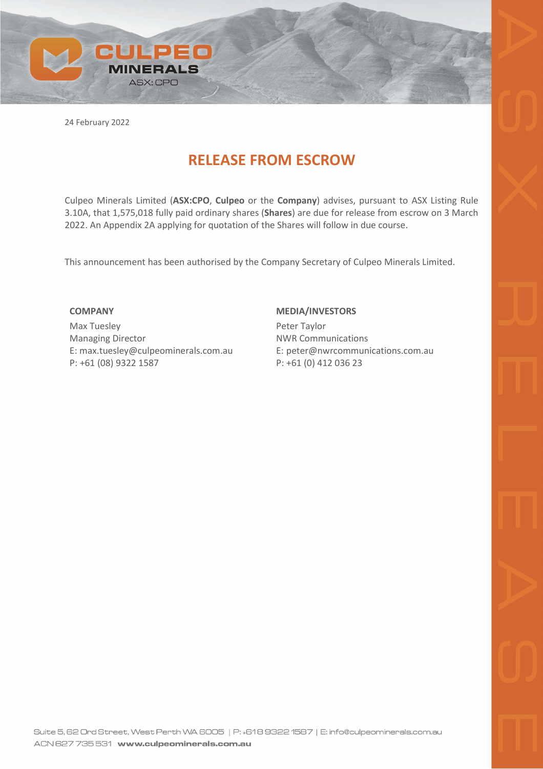24 February 2022

# RELEASE FROM ESCROW

Culpeo Minerals Limited (**ASX:CPO**, **Culpeo** or the **Company**) advises, pursuant to ASX Listing Rule 3.10A, that 1,575,018 fully paid ordinary shares (**Shares**) are due for release from escrow on 3 March 2022. An Appendix 2A applying for quotation of the Shares will follow in due course.

This announcement has been authorised by the Company Secretary of Culpeo Minerals Limited.

**COMPANY**

Max Tuesley
Managing Director
E: max.tuesley@culpeominerals.com.au
P: +61 (08) 9322 1587

**MEDIA/INVESTORS**

Peter Taylor
NWR Communications
E: peter@nwrcommunications.com.au
P: +61 (0) 412 036 23

Suite 5, 62 Ord Street, West Perth WA 6005 | P: +618 9322 1587 | E: info@culpeominerals.com.au
ACN 627 735 531 **www.culpeominerals.com.au**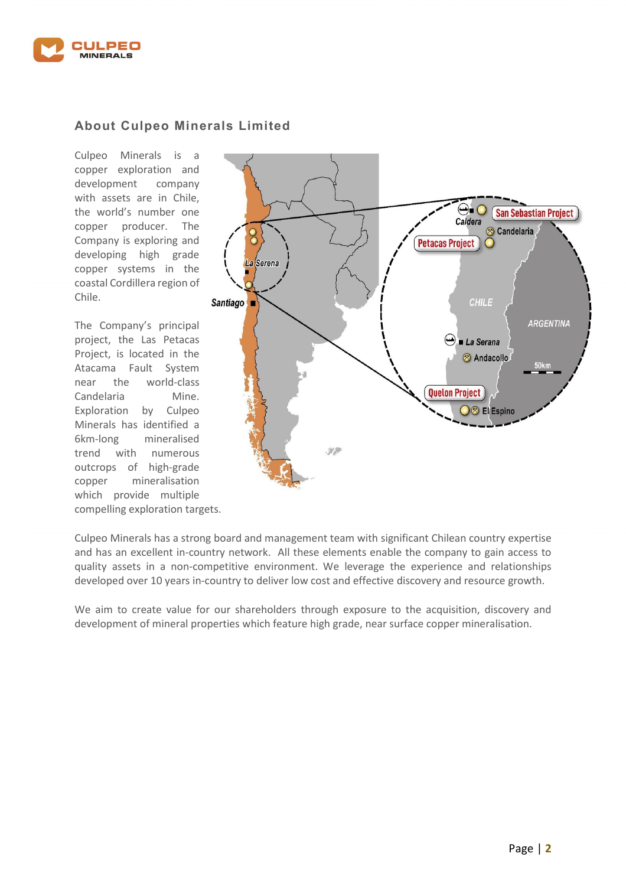## About Culpeo Minerals Limited

Culpeo Minerals is a copper exploration and development company with assets are in Chile, the world's number one copper producer. The Company is exploring and developing high grade copper systems in the coastal Cordillera region of Chile.

The Company's principal project, the Las Petacas Project, is located in the Atacama Fault System near the world-class Candelaria Mine. Exploration by Culpeo Minerals has identified a 6km-long mineralised trend with numerous outcrops of high-grade copper mineralisation which provide multiple compelling exploration targets.

Caldera
San Sebastian Project
Candelaria
Petacas Project
CHILE
ARGENTINA
La Serana
Andacollo
50km
Quelon Project
El Espino
La Serena
Santiago

Culpeo Minerals has a strong board and management team with significant Chilean country expertise and has an excellent in-country network. All these elements enable the company to gain access to quality assets in a non-competitive environment. We leverage the experience and relationships developed over 10 years in-country to deliver low cost and effective discovery and resource growth.

We aim to create value for our shareholders through exposure to the acquisition, discovery and development of mineral properties which feature high grade, near surface copper mineralisation.